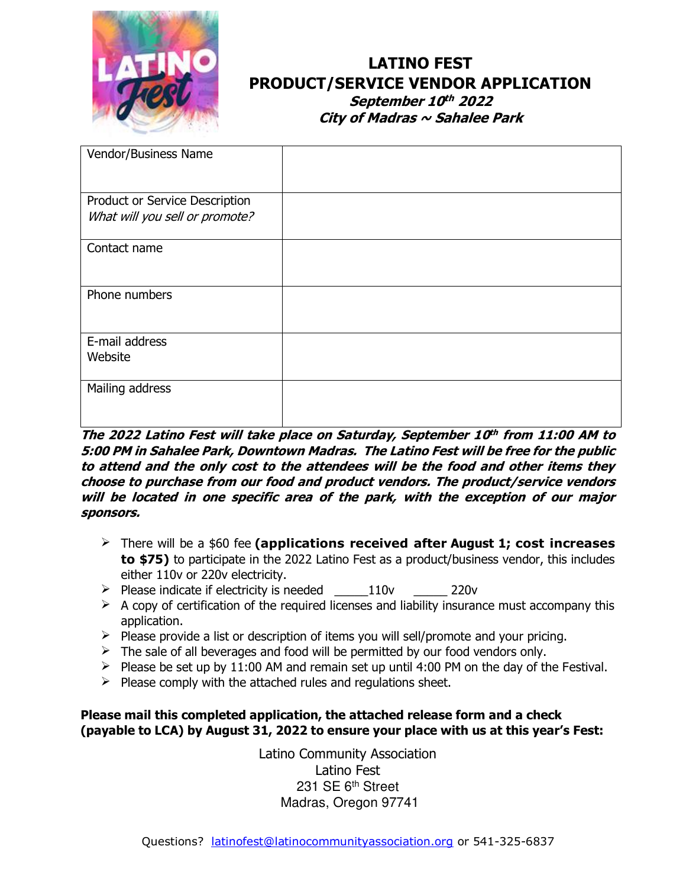# LATINO FEST
## PRODUCT/SERVICE VENDOR APPLICATION
***September 10th 2022***
***City of Madras ~ Sahalee Park***

| Vendor/Business Name | |
|---|---|
| Product or Service Description *What will you sell or promote?* | |
| Contact name | |
| Phone numbers | |
| E-mail address Website | |
| Mailing address | |

***The 2022 Latino Fest will take place on Saturday, September 10th from 11:00 AM to 5:00 PM in Sahalee Park, Downtown Madras. The Latino Fest will be free for the public to attend and the only cost to the attendees will be the food and other items they choose to purchase from our food and product vendors. The product/service vendors will be located in one specific area of the park, with the exception of our major sponsors.***

- There will be a $60 fee **(applications received after August 1; cost increases to $75)** to participate in the 2022 Latino Fest as a product/business vendor, this includes either 110v or 220v electricity.
- Please indicate if electricity is needed _____110v _____ 220v
- A copy of certification of the required licenses and liability insurance must accompany this application.
- Please provide a list or description of items you will sell/promote and your pricing.
- The sale of all beverages and food will be permitted by our food vendors only.
- Please be set up by 11:00 AM and remain set up until 4:00 PM on the day of the Festival.
- Please comply with the attached rules and regulations sheet.

**Please mail this completed application, the attached release form and a check (payable to LCA) by August 31, 2022 to ensure your place with us at this year's Fest:**

Latino Community Association
Latino Fest
231 SE 6th Street
Madras, Oregon 97741

Questions? latinofest@latinocommunityassociation.org or 541-325-6837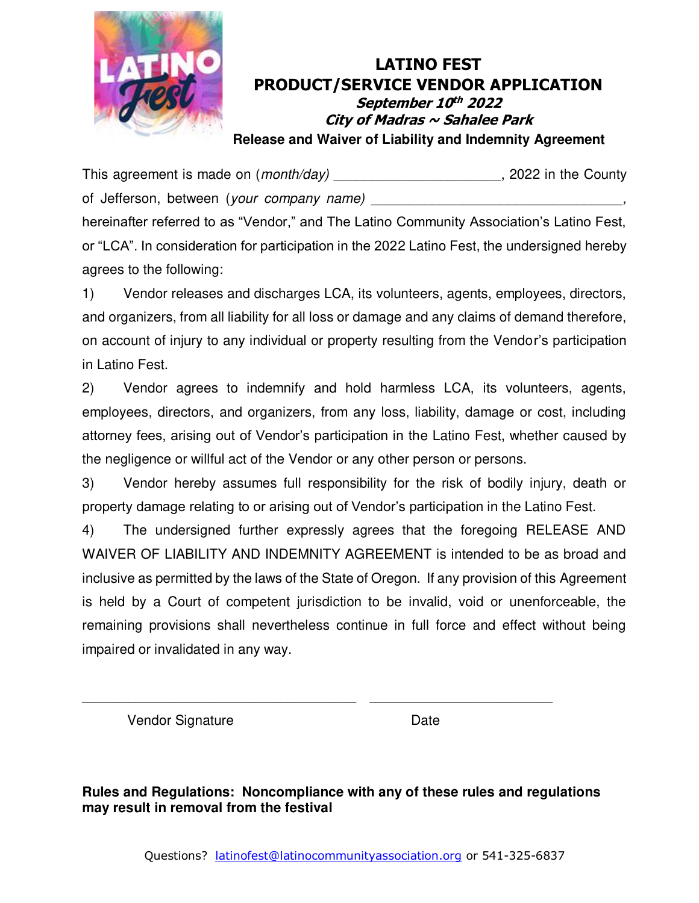# LATINO FEST
## PRODUCT/SERVICE VENDOR APPLICATION
***September 10th 2022***
***City of Madras ~ Sahalee Park***
**Release and Waiver of Liability and Indemnity Agreement**

This agreement is made on (*month/day*) ____________________, 2022 in the County of Jefferson, between (*your company name*) ________________________________, hereinafter referred to as "Vendor," and The Latino Community Association's Latino Fest, or "LCA". In consideration for participation in the 2022 Latino Fest, the undersigned hereby agrees to the following:

1) Vendor releases and discharges LCA, its volunteers, agents, employees, directors, and organizers, from all liability for all loss or damage and any claims of demand therefore, on account of injury to any individual or property resulting from the Vendor's participation in Latino Fest.

2) Vendor agrees to indemnify and hold harmless LCA, its volunteers, agents, employees, directors, and organizers, from any loss, liability, damage or cost, including attorney fees, arising out of Vendor's participation in the Latino Fest, whether caused by the negligence or willful act of the Vendor or any other person or persons.

3) Vendor hereby assumes full responsibility for the risk of bodily injury, death or property damage relating to or arising out of Vendor's participation in the Latino Fest.

4) The undersigned further expressly agrees that the foregoing RELEASE AND WAIVER OF LIABILITY AND INDEMNITY AGREEMENT is intended to be as broad and inclusive as permitted by the laws of the State of Oregon. If any provision of this Agreement is held by a Court of competent jurisdiction to be invalid, void or unenforceable, the remaining provisions shall nevertheless continue in full force and effect without being impaired or invalidated in any way.

____________________________________ ________________________

Vendor Signature Date

**Rules and Regulations: Noncompliance with any of these rules and regulations may result in removal from the festival**

Questions? latinofest@latinocommunityassociation.org or 541-325-6837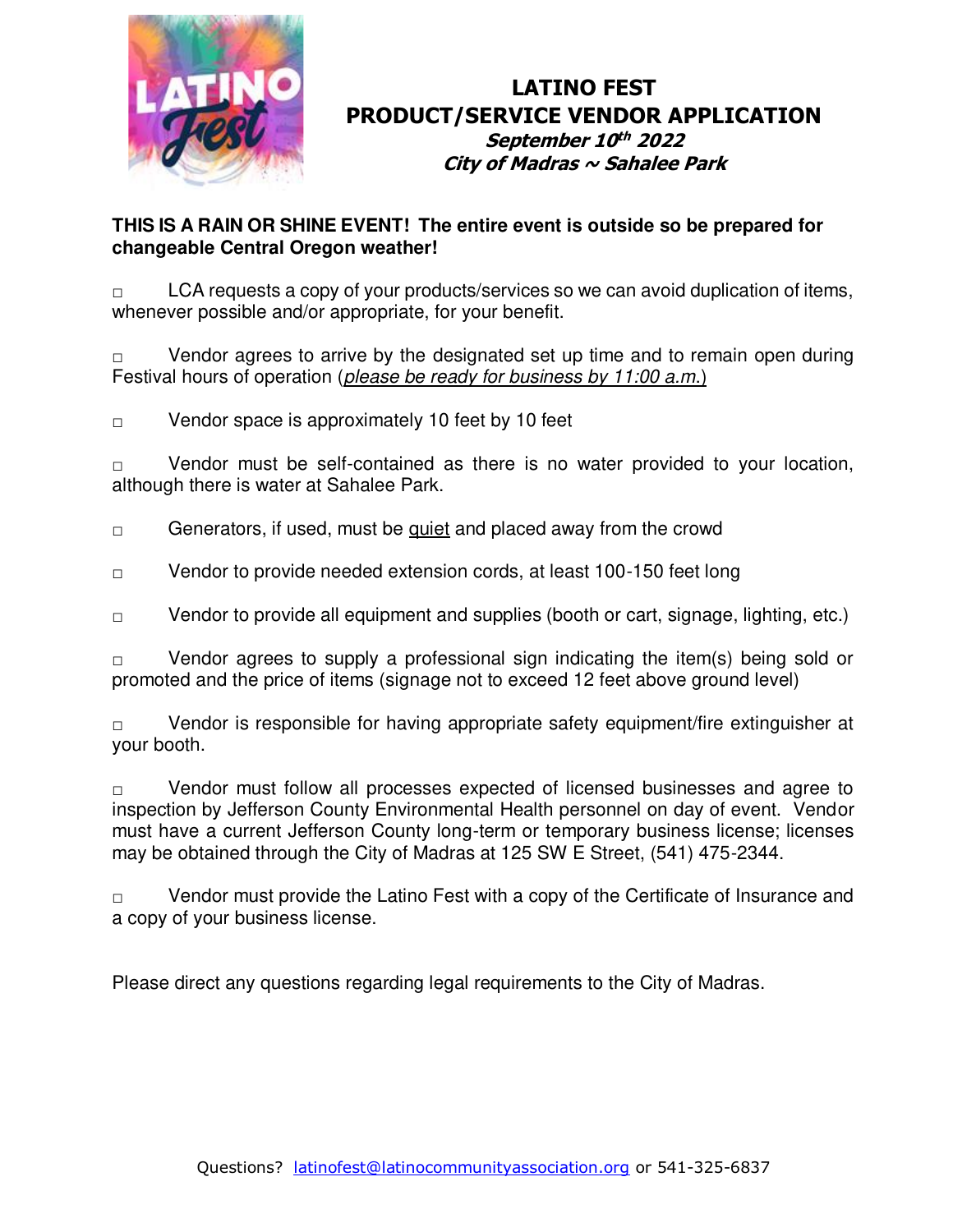# LATINO FEST
# PRODUCT/SERVICE VENDOR APPLICATION
### *September 10th 2022*
### *City of Madras ~ Sahalee Park*

**THIS IS A RAIN OR SHINE EVENT! The entire event is outside so be prepared for changeable Central Oregon weather!**

□ LCA requests a copy of your products/services so we can avoid duplication of items, whenever possible and/or appropriate, for your benefit.

□ Vendor agrees to arrive by the designated set up time and to remain open during Festival hours of operation (*please be ready for business by 11:00 a.m.*)

□ Vendor space is approximately 10 feet by 10 feet

□ Vendor must be self-contained as there is no water provided to your location, although there is water at Sahalee Park.

□ Generators, if used, must be quiet and placed away from the crowd

□ Vendor to provide needed extension cords, at least 100-150 feet long

□ Vendor to provide all equipment and supplies (booth or cart, signage, lighting, etc.)

□ Vendor agrees to supply a professional sign indicating the item(s) being sold or promoted and the price of items (signage not to exceed 12 feet above ground level)

□ Vendor is responsible for having appropriate safety equipment/fire extinguisher at your booth.

□ Vendor must follow all processes expected of licensed businesses and agree to inspection by Jefferson County Environmental Health personnel on day of event. Vendor must have a current Jefferson County long-term or temporary business license; licenses may be obtained through the City of Madras at 125 SW E Street, (541) 475-2344.

□ Vendor must provide the Latino Fest with a copy of the Certificate of Insurance and a copy of your business license.

Please direct any questions regarding legal requirements to the City of Madras.

Questions? latinofest@latinocommunityassociation.org or 541-325-6837